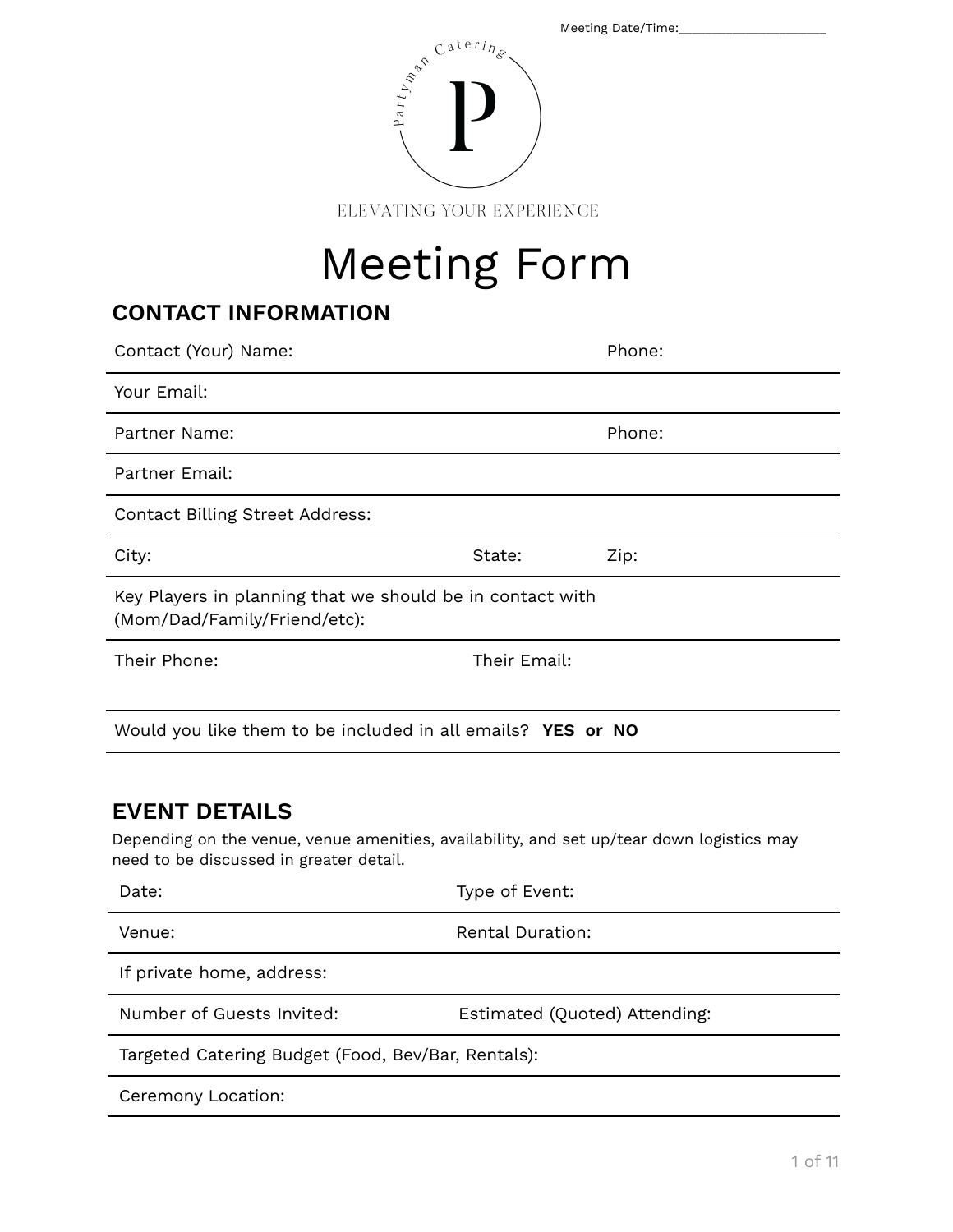Meeting Date/Time:______________________

Partyman Catering

P

ELEVATING YOUR EXPERIENCE

# Meeting Form

## CONTACT INFORMATION

| Contact (Your) Name: | | Phone: |
|---|---|---|
| Your Email: | | |
| Partner Name: | | Phone: |
| Partner Email: | | |
| Contact Billing Street Address: | | |
| City: | State: | Zip: |
| Key Players in planning that we should be in contact with (Mom/Dad/Family/Friend/etc): | | |
| Their Phone: | Their Email: | |
| Would you like them to be included in all emails? **YES or NO** | | |

## EVENT DETAILS

Depending on the venue, venue amenities, availability, and set up/tear down logistics may need to be discussed in greater detail.

| Date: | Type of Event: |
|---|---|
| Venue: | Rental Duration: |
| If private home, address: | |
| Number of Guests Invited: | Estimated (Quoted) Attending: |
| Targeted Catering Budget (Food, Bev/Bar, Rentals): | |
| Ceremony Location: | |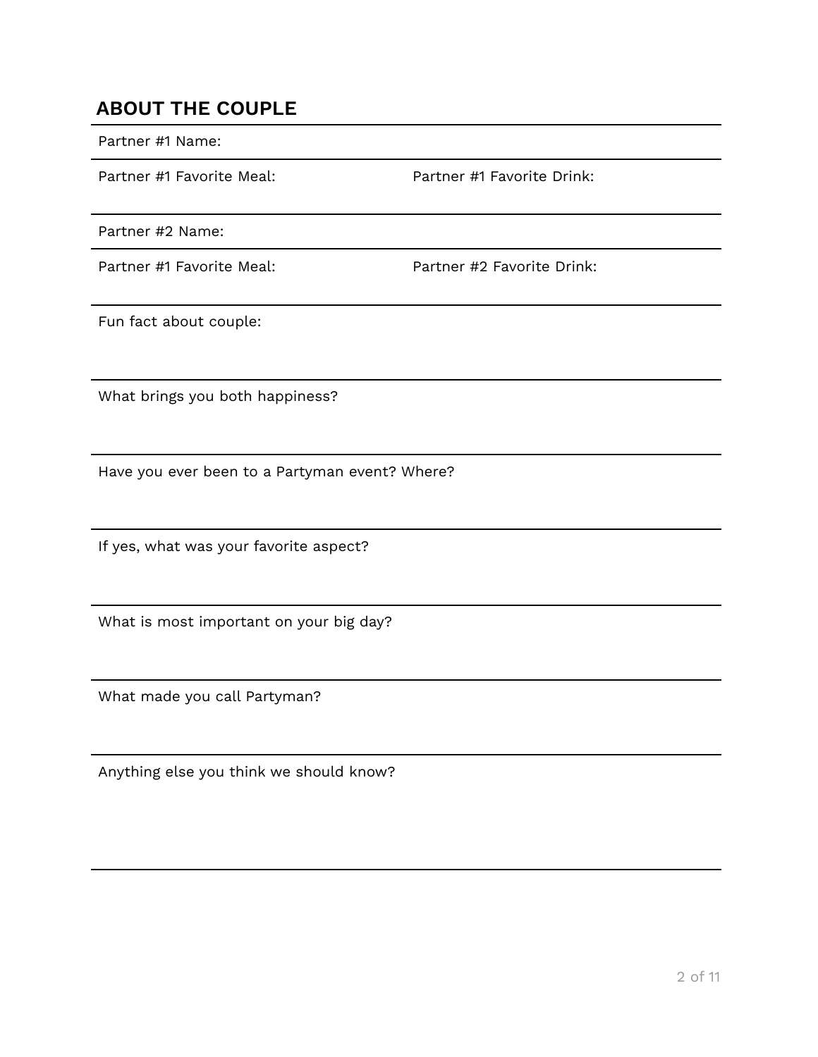## ABOUT THE COUPLE

Partner #1 Name:

Partner #1 Favorite Meal:

Partner #1 Favorite Drink:

Partner #2 Name:

Partner #1 Favorite Meal:

Partner #2 Favorite Drink:

Fun fact about couple:

What brings you both happiness?

Have you ever been to a Partyman event? Where?

If yes, what was your favorite aspect?

What is most important on your big day?

What made you call Partyman?

Anything else you think we should know?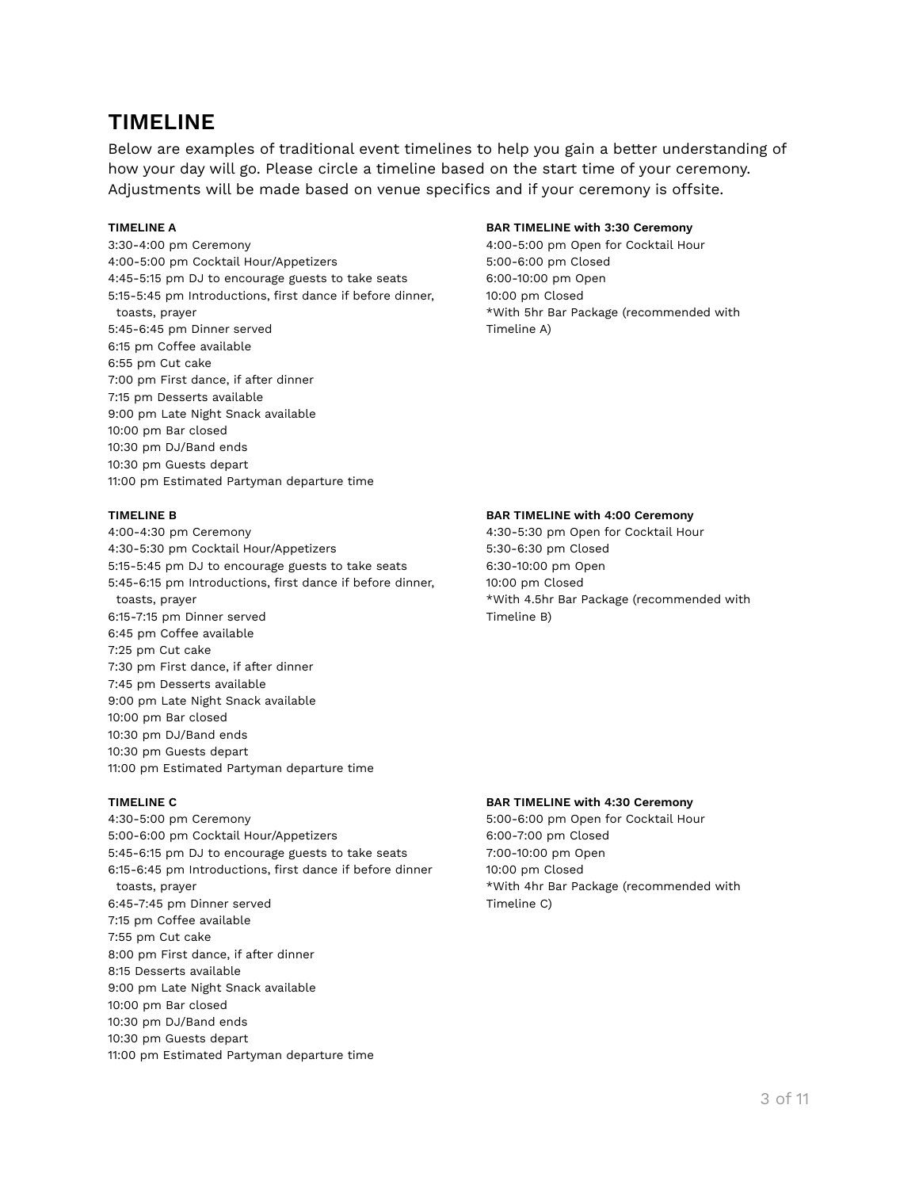# TIMELINE

Below are examples of traditional event timelines to help you gain a better understanding of how your day will go. Please circle a timeline based on the start time of your ceremony. Adjustments will be made based on venue specifics and if your ceremony is offsite.

**TIMELINE A**

3:30-4:00 pm Ceremony
4:00-5:00 pm Cocktail Hour/Appetizers
4:45-5:15 pm DJ to encourage guests to take seats
5:15-5:45 pm Introductions, first dance if before dinner, toasts, prayer
5:45-6:45 pm Dinner served
6:15 pm Coffee available
6:55 pm Cut cake
7:00 pm First dance, if after dinner
7:15 pm Desserts available
9:00 pm Late Night Snack available
10:00 pm Bar closed
10:30 pm DJ/Band ends
10:30 pm Guests depart
11:00 pm Estimated Partyman departure time

**BAR TIMELINE with 3:30 Ceremony**

4:00-5:00 pm Open for Cocktail Hour
5:00-6:00 pm Closed
6:00-10:00 pm Open
10:00 pm Closed
*With 5hr Bar Package (recommended with Timeline A)

**TIMELINE B**

4:00-4:30 pm Ceremony
4:30-5:30 pm Cocktail Hour/Appetizers
5:15-5:45 pm DJ to encourage guests to take seats
5:45-6:15 pm Introductions, first dance if before dinner, toasts, prayer
6:15-7:15 pm Dinner served
6:45 pm Coffee available
7:25 pm Cut cake
7:30 pm First dance, if after dinner
7:45 pm Desserts available
9:00 pm Late Night Snack available
10:00 pm Bar closed
10:30 pm DJ/Band ends
10:30 pm Guests depart
11:00 pm Estimated Partyman departure time

**BAR TIMELINE with 4:00 Ceremony**

4:30-5:30 pm Open for Cocktail Hour
5:30-6:30 pm Closed
6:30-10:00 pm Open
10:00 pm Closed
*With 4.5hr Bar Package (recommended with Timeline B)

**TIMELINE C**

4:30-5:00 pm Ceremony
5:00-6:00 pm Cocktail Hour/Appetizers
5:45-6:15 pm DJ to encourage guests to take seats
6:15-6:45 pm Introductions, first dance if before dinner toasts, prayer
6:45-7:45 pm Dinner served
7:15 pm Coffee available
7:55 pm Cut cake
8:00 pm First dance, if after dinner
8:15 Desserts available
9:00 pm Late Night Snack available
10:00 pm Bar closed
10:30 pm DJ/Band ends
10:30 pm Guests depart
11:00 pm Estimated Partyman departure time

**BAR TIMELINE with 4:30 Ceremony**

5:00-6:00 pm Open for Cocktail Hour
6:00-7:00 pm Closed
7:00-10:00 pm Open
10:00 pm Closed
*With 4hr Bar Package (recommended with Timeline C)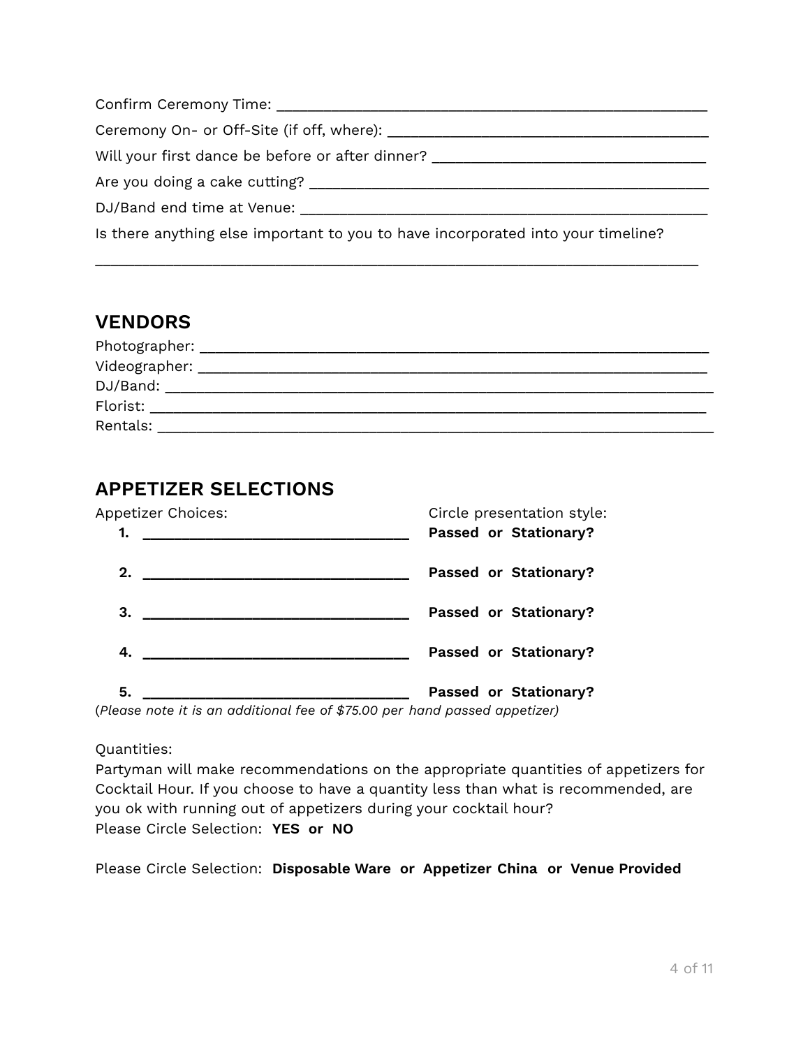Confirm Ceremony Time: ________________________________________________

Ceremony On- or Off-Site (if off, where): ________________________________

Will your first dance be before or after dinner? ____________________________

Are you doing a cake cutting? ____________________________________________

DJ/Band end time at Venue: _______________________________________________

Is there anything else important to you to have incorporated into your timeline?

_______________________________________________________________________

## VENDORS

Photographer: ___________________________________________________________

Videographer: ___________________________________________________________

DJ/Band: _______________________________________________________________

Florist: ________________________________________________________________

Rentals: ________________________________________________________________

## APPETIZER SELECTIONS

| Appetizer Choices: | Circle presentation style: |
|---|---|
| **1. ______________________________** | **Passed or Stationary?** |
| **2. ______________________________** | **Passed or Stationary?** |
| **3. ______________________________** | **Passed or Stationary?** |
| **4. ______________________________** | **Passed or Stationary?** |
| **5. ______________________________** | **Passed or Stationary?** |

(*Please note it is an additional fee of $75.00 per hand passed appetizer)*

Quantities:
Partyman will make recommendations on the appropriate quantities of appetizers for Cocktail Hour. If you choose to have a quantity less than what is recommended, are you ok with running out of appetizers during your cocktail hour?
Please Circle Selection: **YES or NO**

Please Circle Selection: **Disposable Ware or Appetizer China or Venue Provided**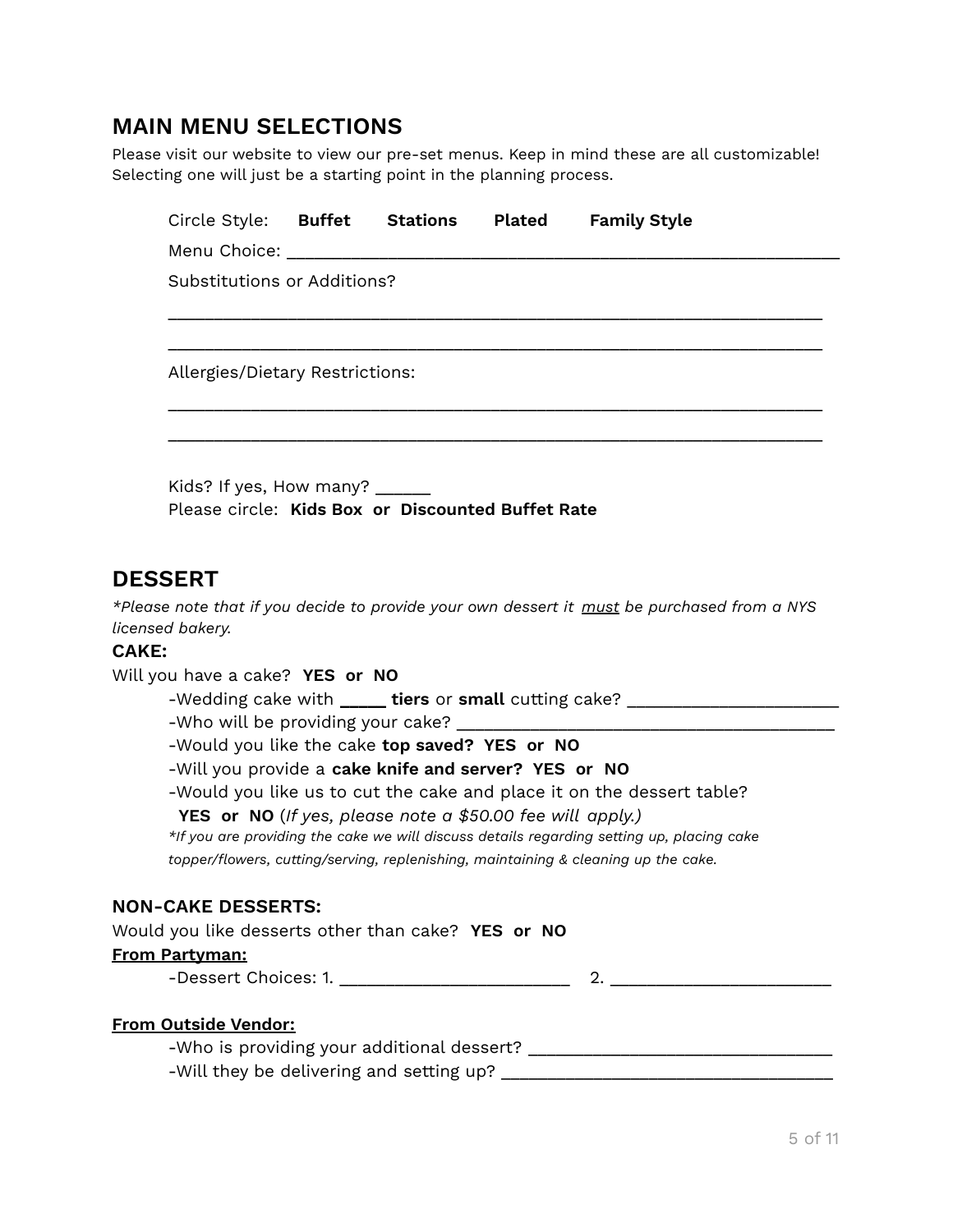## MAIN MENU SELECTIONS

Please visit our website to view our pre-set menus. Keep in mind these are all customizable! Selecting one will just be a starting point in the planning process.

Circle Style: **Buffet** **Stations** **Plated** **Family Style**

Menu Choice: ___________________________________________________________

Substitutions or Additions?

___________________________________________________________

___________________________________________________________

Allergies/Dietary Restrictions:

___________________________________________________________

___________________________________________________________

Kids? If yes, How many? ______

Please circle: **Kids Box** or **Discounted Buffet Rate**

## DESSERT

*\*Please note that if you decide to provide your own dessert it <u>must</u> be purchased from a NYS licensed bakery.*

### CAKE:

Will you have a cake? **YES** or **NO**

- -Wedding cake with **_____ tiers** or **small** cutting cake? ______________________
- -Who will be providing your cake? ________________________________________
- -Would you like the cake **top saved? YES** or **NO**
- -Will you provide a **cake knife and server? YES** or **NO**
- -Would you like us to cut the cake and place it on the dessert table? **YES** or **NO** (*If yes, please note a $50.00 fee will apply.)*

*\*If you are providing the cake we will discuss details regarding setting up, placing cake topper/flowers, cutting/serving, replenishing, maintaining & cleaning up the cake.*

### NON-CAKE DESSERTS:

Would you like desserts other than cake? **YES** or **NO**

**<u>From Partyman:</u>**

- -Dessert Choices: 1. ________________________ 2. _______________________

**<u>From Outside Vendor:</u>**

- -Who is providing your additional dessert? _______________________________
- -Will they be delivering and setting up? __________________________________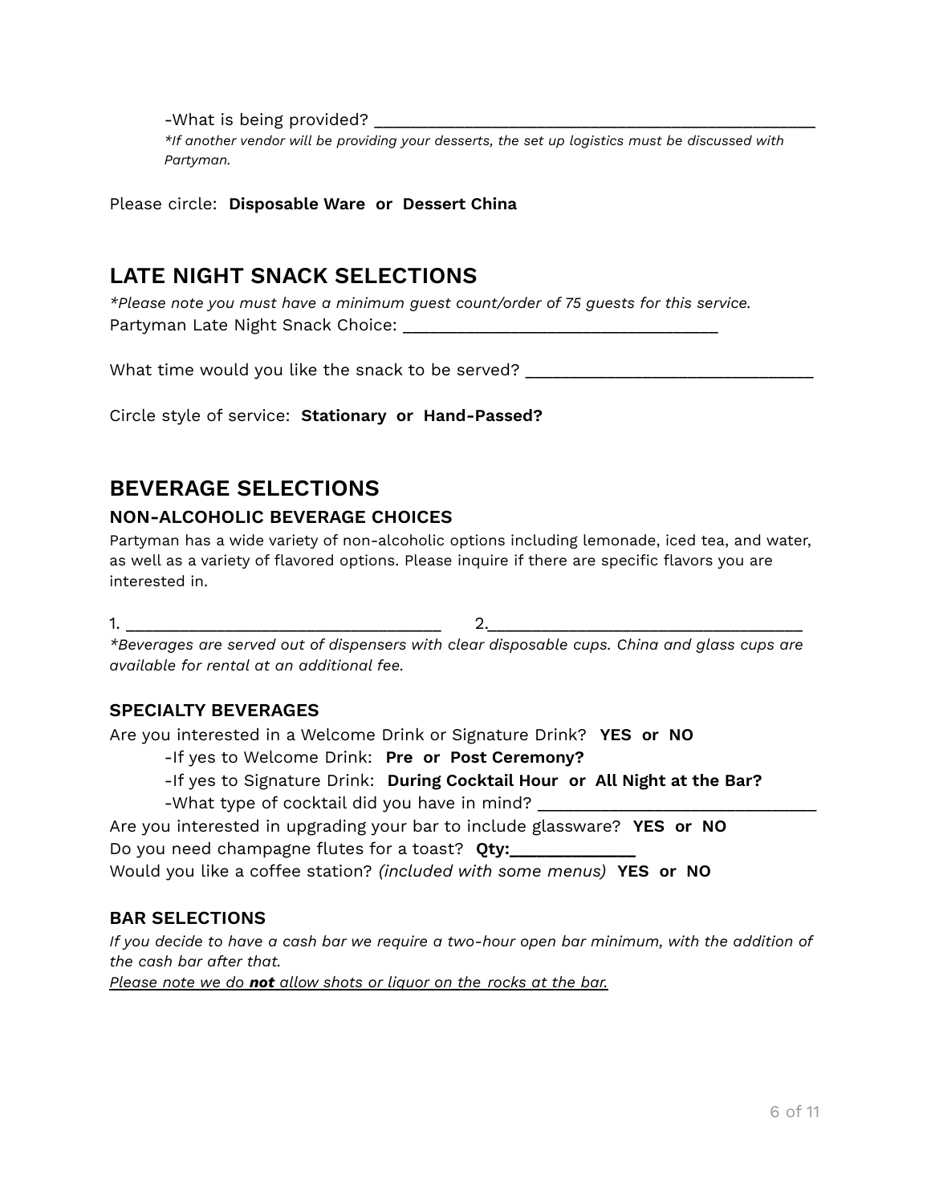-What is being provided? ______________________________________________

*If another vendor will be providing your desserts, the set up logistics must be discussed with Partyman.*

Please circle: **Disposable Ware or Dessert China**

## LATE NIGHT SNACK SELECTIONS

*\*Please note you must have a minimum guest count/order of 75 guests for this service.*

Partyman Late Night Snack Choice: ______________________________

What time would you like the snack to be served? ___________________________

Circle style of service: **Stationary or Hand-Passed?**

## BEVERAGE SELECTIONS

### NON-ALCOHOLIC BEVERAGE CHOICES

Partyman has a wide variety of non-alcoholic options including lemonade, iced tea, and water, as well as a variety of flavored options. Please inquire if there are specific flavors you are interested in.

1. ______________________________ 2.______________________________

*\*Beverages are served out of dispensers with clear disposable cups. China and glass cups are available for rental at an additional fee.*

### SPECIALTY BEVERAGES

Are you interested in a Welcome Drink or Signature Drink? **YES or NO**

-If yes to Welcome Drink: **Pre or Post Ceremony?**

-If yes to Signature Drink: **During Cocktail Hour or All Night at the Bar?**

-What type of cocktail did you have in mind? ___________________________

Are you interested in upgrading your bar to include glassware? **YES or NO**

Do you need champagne flutes for a toast? **Qty:___________**

Would you like a coffee station? *(included with some menus)* **YES or NO**

### BAR SELECTIONS

*If you decide to have a cash bar we require a two-hour open bar minimum, with the addition of the cash bar after that.*

<u>*Please note we do **not** allow shots or liquor on the rocks at the bar.*</u>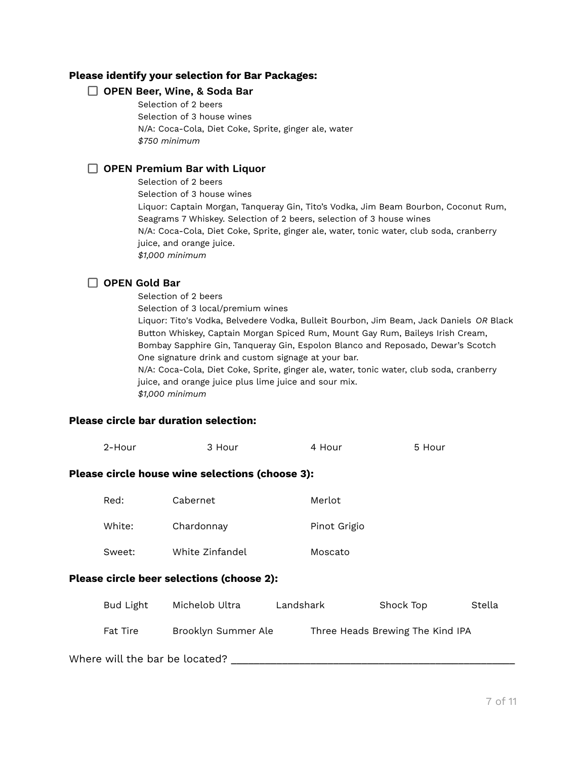**Please identify your selection for Bar Packages:**

- ☐ **OPEN Beer, Wine, & Soda Bar**

  Selection of 2 beers
  Selection of 3 house wines
  N/A: Coca-Cola, Diet Coke, Sprite, ginger ale, water
  *$750 minimum*

- ☐ **OPEN Premium Bar with Liquor**

  Selection of 2 beers
  Selection of 3 house wines
  Liquor: Captain Morgan, Tanqueray Gin, Tito's Vodka, Jim Beam Bourbon, Coconut Rum, Seagrams 7 Whiskey. Selection of 2 beers, selection of 3 house wines
  N/A: Coca-Cola, Diet Coke, Sprite, ginger ale, water, tonic water, club soda, cranberry juice, and orange juice.
  *$1,000 minimum*

- ☐ **OPEN Gold Bar**

  Selection of 2 beers
  Selection of 3 local/premium wines
  Liquor: Tito's Vodka, Belvedere Vodka, Bulleit Bourbon, Jim Beam, Jack Daniels *OR* Black Button Whiskey, Captain Morgan Spiced Rum, Mount Gay Rum, Baileys Irish Cream, Bombay Sapphire Gin, Tanqueray Gin, Espolon Blanco and Reposado, Dewar's Scotch
  One signature drink and custom signage at your bar.
  N/A: Coca-Cola, Diet Coke, Sprite, ginger ale, water, tonic water, club soda, cranberry juice, and orange juice plus lime juice and sour mix.
  *$1,000 minimum*

**Please circle bar duration selection:**

2-Hour 3 Hour 4 Hour 5 Hour

**Please circle house wine selections (choose 3):**

| | | |
|---|---|---|
| Red: | Cabernet | Merlot |
| White: | Chardonnay | Pinot Grigio |
| Sweet: | White Zinfandel | Moscato |

**Please circle beer selections (choose 2):**

| | | | | |
|---|---|---|---|---|
| Bud Light | Michelob Ultra | Landshark | Shock Top | Stella |
| Fat Tire | Brooklyn Summer Ale | Three Heads Brewing The Kind IPA | | |

Where will the bar be located? ______________________________________________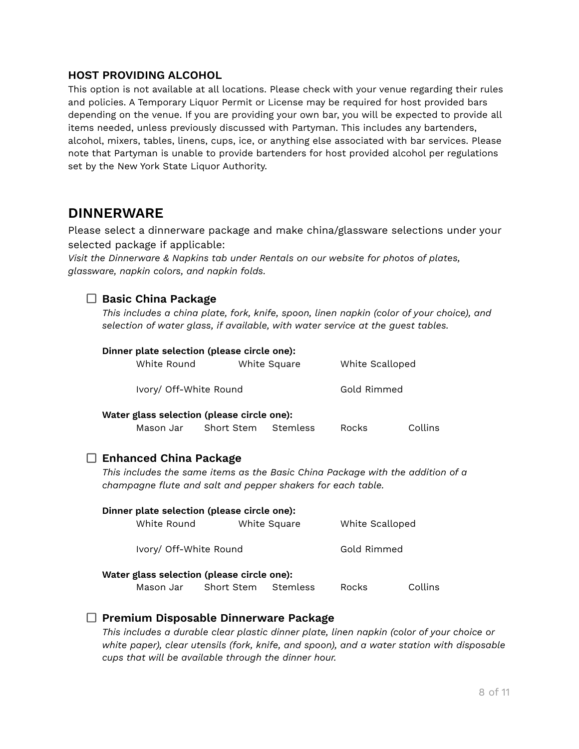### HOST PROVIDING ALCOHOL

This option is not available at all locations. Please check with your venue regarding their rules and policies. A Temporary Liquor Permit or License may be required for host provided bars depending on the venue. If you are providing your own bar, you will be expected to provide all items needed, unless previously discussed with Partyman. This includes any bartenders, alcohol, mixers, tables, linens, cups, ice, or anything else associated with bar services. Please note that Partyman is unable to provide bartenders for host provided alcohol per regulations set by the New York State Liquor Authority.

## DINNERWARE

Please select a dinnerware package and make china/glassware selections under your selected package if applicable:

*Visit the Dinnerware & Napkins tab under Rentals on our website for photos of plates, glassware, napkin colors, and napkin folds.*

☐ **Basic China Package**

*This includes a china plate, fork, knife, spoon, linen napkin (color of your choice), and selection of water glass, if available, with water service at the guest tables.*

**Dinner plate selection (please circle one):**

White Round    White Square    White Scalloped

Ivory/ Off-White Round    Gold Rimmed

**Water glass selection (please circle one):**

Mason Jar    Short Stem    Stemless    Rocks    Collins

☐ **Enhanced China Package**

*This includes the same items as the Basic China Package with the addition of a champagne flute and salt and pepper shakers for each table.*

**Dinner plate selection (please circle one):**

White Round    White Square    White Scalloped

Ivory/ Off-White Round    Gold Rimmed

**Water glass selection (please circle one):**

Mason Jar    Short Stem    Stemless    Rocks    Collins

☐ **Premium Disposable Dinnerware Package**

*This includes a durable clear plastic dinner plate, linen napkin (color of your choice or white paper), clear utensils (fork, knife, and spoon), and a water station with disposable cups that will be available through the dinner hour.*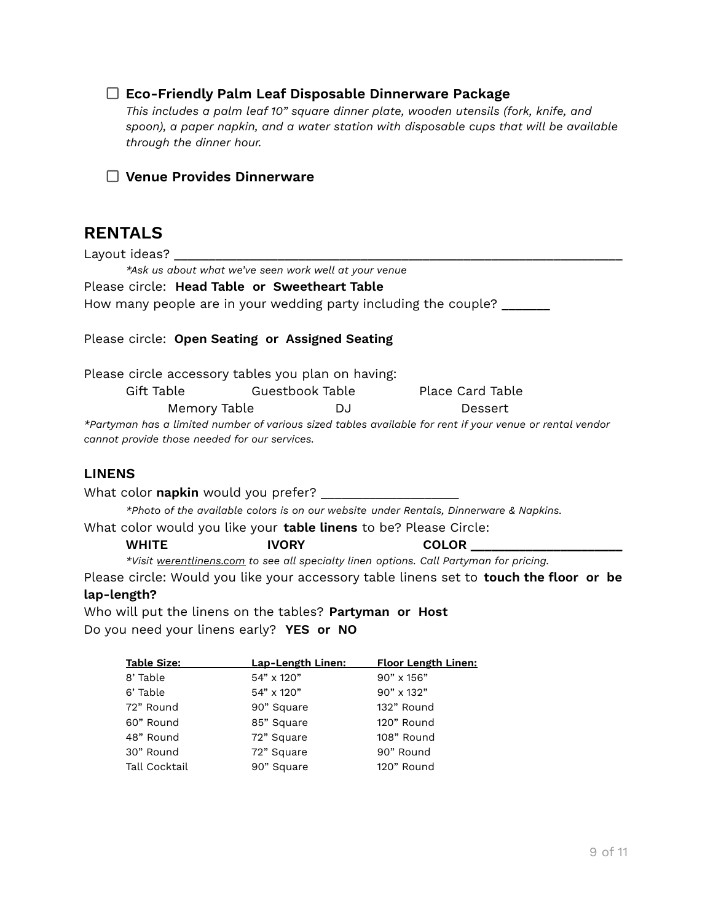☐ **Eco-Friendly Palm Leaf Disposable Dinnerware Package**
*This includes a palm leaf 10" square dinner plate, wooden utensils (fork, knife, and spoon), a paper napkin, and a water station with disposable cups that will be available through the dinner hour.*

☐ **Venue Provides Dinnerware**

## RENTALS

Layout ideas? ___________________________________________________________________

*Ask us about what we've seen work well at your venue*

Please circle: **Head Table** or **Sweetheart Table**

How many people are in your wedding party including the couple? _______

Please circle: **Open Seating** or **Assigned Seating**

Please circle accessory tables you plan on having:

Gift Table    Guestbook Table    Place Card Table
Memory Table    DJ    Dessert

*Partyman has a limited number of various sized tables available for rent if your venue or rental vendor cannot provide those needed for our services.*

### LINENS

What color **napkin** would you prefer? ___________________

*Photo of the available colors is on our website under Rentals, Dinnerware & Napkins.*

What color would you like your **table linens** to be? Please Circle:

**WHITE**    **IVORY**    **COLOR** _____________________

*Visit werentlinens.com to see all specialty linen options. Call Partyman for pricing.*

Please circle: Would you like your accessory table linens set to **touch the floor** or **be lap-length?**

Who will put the linens on the tables? **Partyman** or **Host**

Do you need your linens early? **YES** or **NO**

| Table Size: | Lap-Length Linen: | Floor Length Linen: |
|---|---|---|
| 8' Table | 54" x 120" | 90" x 156" |
| 6' Table | 54" x 120" | 90" x 132" |
| 72" Round | 90" Square | 132" Round |
| 60" Round | 85" Square | 120" Round |
| 48" Round | 72" Square | 108" Round |
| 30" Round | 72" Square | 90" Round |
| Tall Cocktail | 90" Square | 120" Round |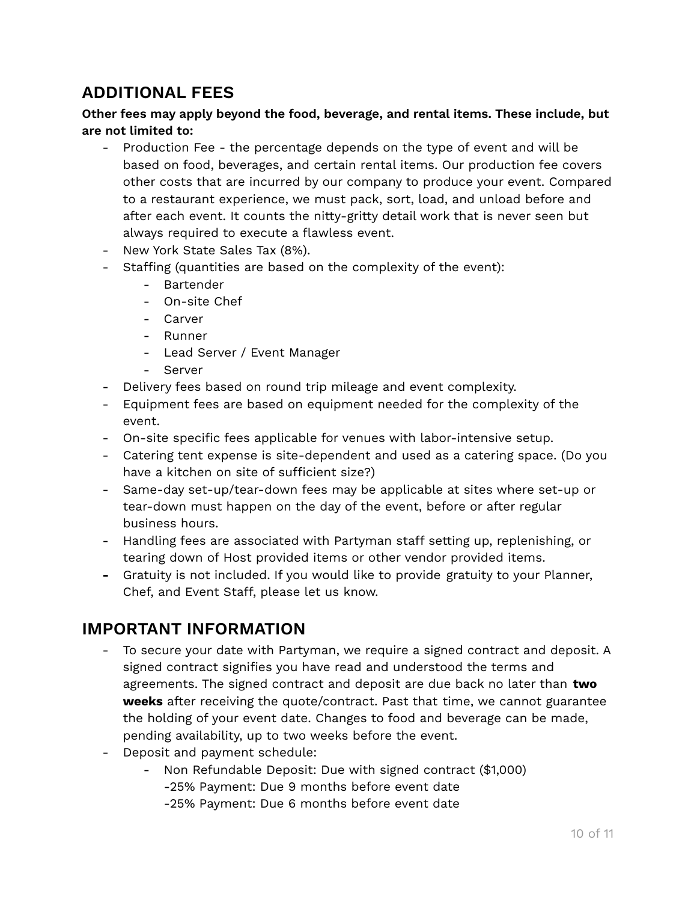## ADDITIONAL FEES

**Other fees may apply beyond the food, beverage, and rental items. These include, but are not limited to:**

- Production Fee - the percentage depends on the type of event and will be based on food, beverages, and certain rental items. Our production fee covers other costs that are incurred by our company to produce your event. Compared to a restaurant experience, we must pack, sort, load, and unload before and after each event. It counts the nitty-gritty detail work that is never seen but always required to execute a flawless event.
- New York State Sales Tax (8%).
- Staffing (quantities are based on the complexity of the event):
  - Bartender
  - On-site Chef
  - Carver
  - Runner
  - Lead Server / Event Manager
  - Server
- Delivery fees based on round trip mileage and event complexity.
- Equipment fees are based on equipment needed for the complexity of the event.
- On-site specific fees applicable for venues with labor-intensive setup.
- Catering tent expense is site-dependent and used as a catering space. (Do you have a kitchen on site of sufficient size?)
- Same-day set-up/tear-down fees may be applicable at sites where set-up or tear-down must happen on the day of the event, before or after regular business hours.
- Handling fees are associated with Partyman staff setting up, replenishing, or tearing down of Host provided items or other vendor provided items.
- Gratuity is not included. If you would like to provide gratuity to your Planner, Chef, and Event Staff, please let us know.

## IMPORTANT INFORMATION

- To secure your date with Partyman, we require a signed contract and deposit. A signed contract signifies you have read and understood the terms and agreements. The signed contract and deposit are due back no later than **two weeks** after receiving the quote/contract. Past that time, we cannot guarantee the holding of your event date. Changes to food and beverage can be made, pending availability, up to two weeks before the event.
- Deposit and payment schedule:
  - Non Refundable Deposit: Due with signed contract ($1,000)
    -25% Payment: Due 9 months before event date
    -25% Payment: Due 6 months before event date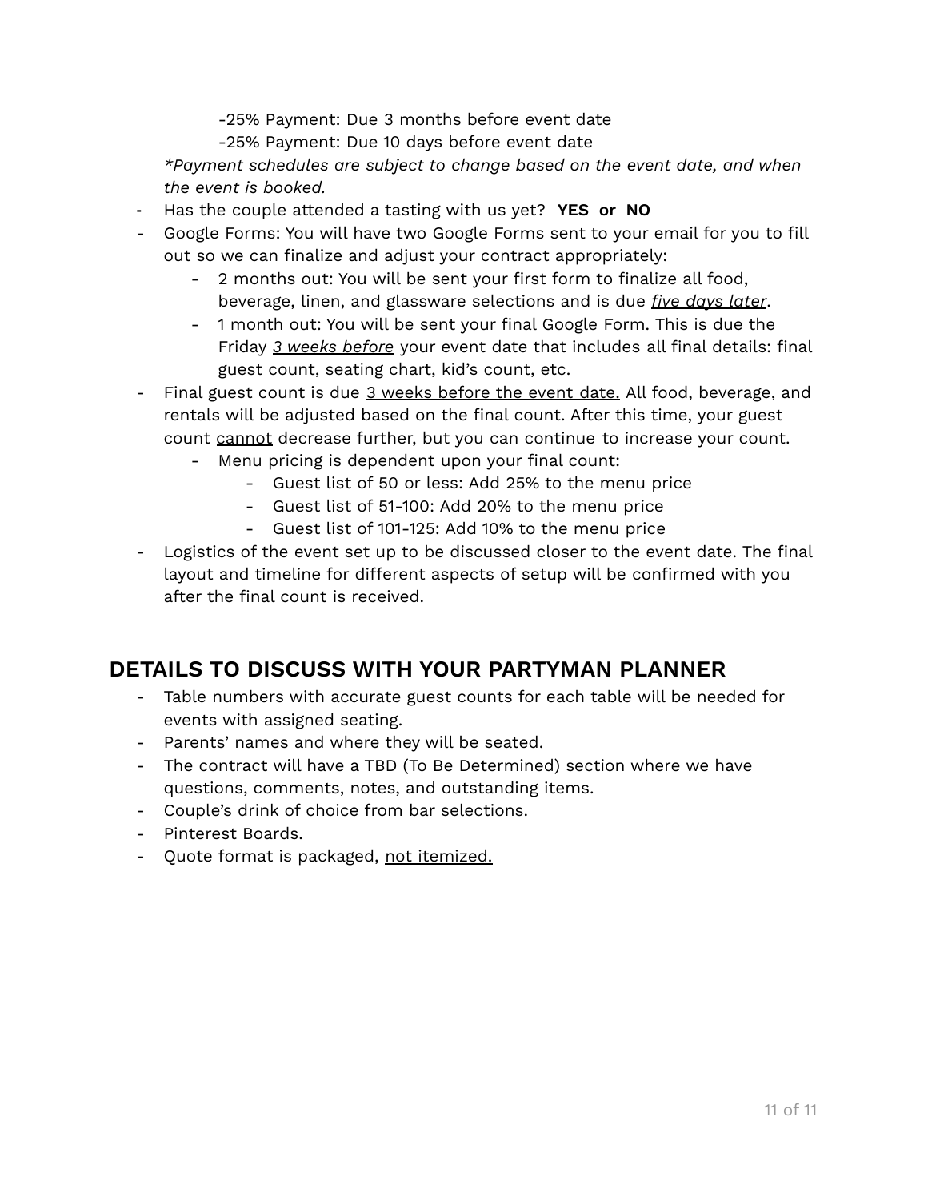-25% Payment: Due 3 months before event date

-25% Payment: Due 10 days before event date

*\*Payment schedules are subject to change based on the event date, and when the event is booked.*

- Has the couple attended a tasting with us yet? **YES or NO**
- Google Forms: You will have two Google Forms sent to your email for you to fill out so we can finalize and adjust your contract appropriately:
  - 2 months out: You will be sent your first form to finalize all food, beverage, linen, and glassware selections and is due <u>*five days later*</u>.
  - 1 month out: You will be sent your final Google Form. This is due the Friday <u>*3 weeks before*</u> your event date that includes all final details: final guest count, seating chart, kid's count, etc.
- Final guest count is due <u>3 weeks before the event date.</u> All food, beverage, and rentals will be adjusted based on the final count. After this time, your guest count <u>cannot</u> decrease further, but you can continue to increase your count.
  - Menu pricing is dependent upon your final count:
    - Guest list of 50 or less: Add 25% to the menu price
    - Guest list of 51-100: Add 20% to the menu price
    - Guest list of 101-125: Add 10% to the menu price
- Logistics of the event set up to be discussed closer to the event date. The final layout and timeline for different aspects of setup will be confirmed with you after the final count is received.

## DETAILS TO DISCUSS WITH YOUR PARTYMAN PLANNER

- Table numbers with accurate guest counts for each table will be needed for events with assigned seating.
- Parents' names and where they will be seated.
- The contract will have a TBD (To Be Determined) section where we have questions, comments, notes, and outstanding items.
- Couple's drink of choice from bar selections.
- Pinterest Boards.
- Quote format is packaged, <u>not itemized.</u>